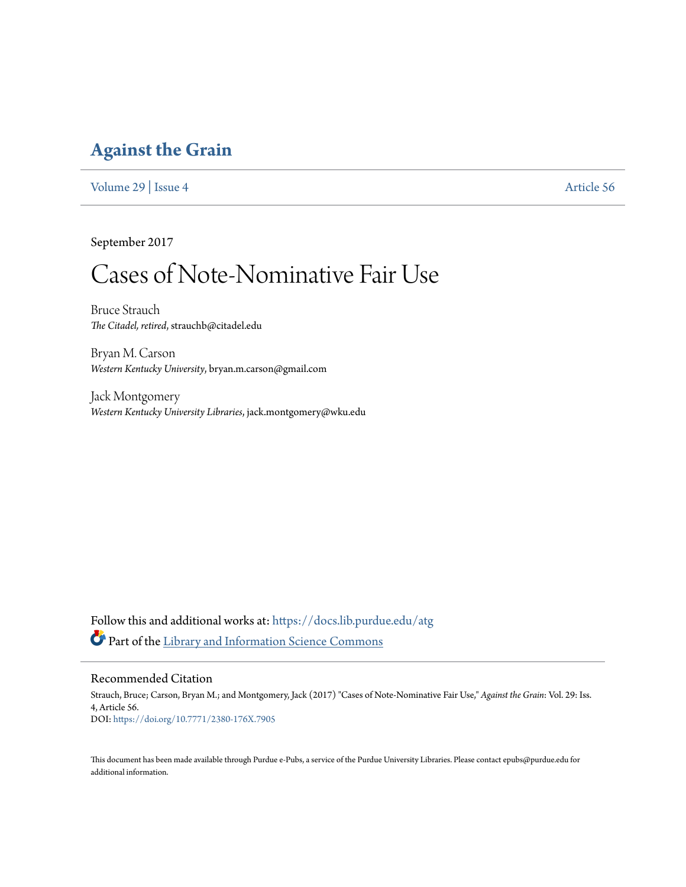# Against the Grain

Volume 29 | Issue 4 Article 56

September 2017

# Cases of Note-Nominative Fair Use

Bruce Strauch
*The Citadel, retired*, strauchb@citadel.edu

Bryan M. Carson
*Western Kentucky University*, bryan.m.carson@gmail.com

Jack Montgomery
*Western Kentucky University Libraries*, jack.montgomery@wku.edu

Follow this and additional works at: https://docs.lib.purdue.edu/atg

Part of the Library and Information Science Commons

## Recommended Citation

Strauch, Bruce; Carson, Bryan M.; and Montgomery, Jack (2017) "Cases of Note-Nominative Fair Use," *Against the Grain*: Vol. 29: Iss. 4, Article 56.
DOI: https://doi.org/10.7771/2380-176X.7905

This document has been made available through Purdue e-Pubs, a service of the Purdue University Libraries. Please contact epubs@purdue.edu for additional information.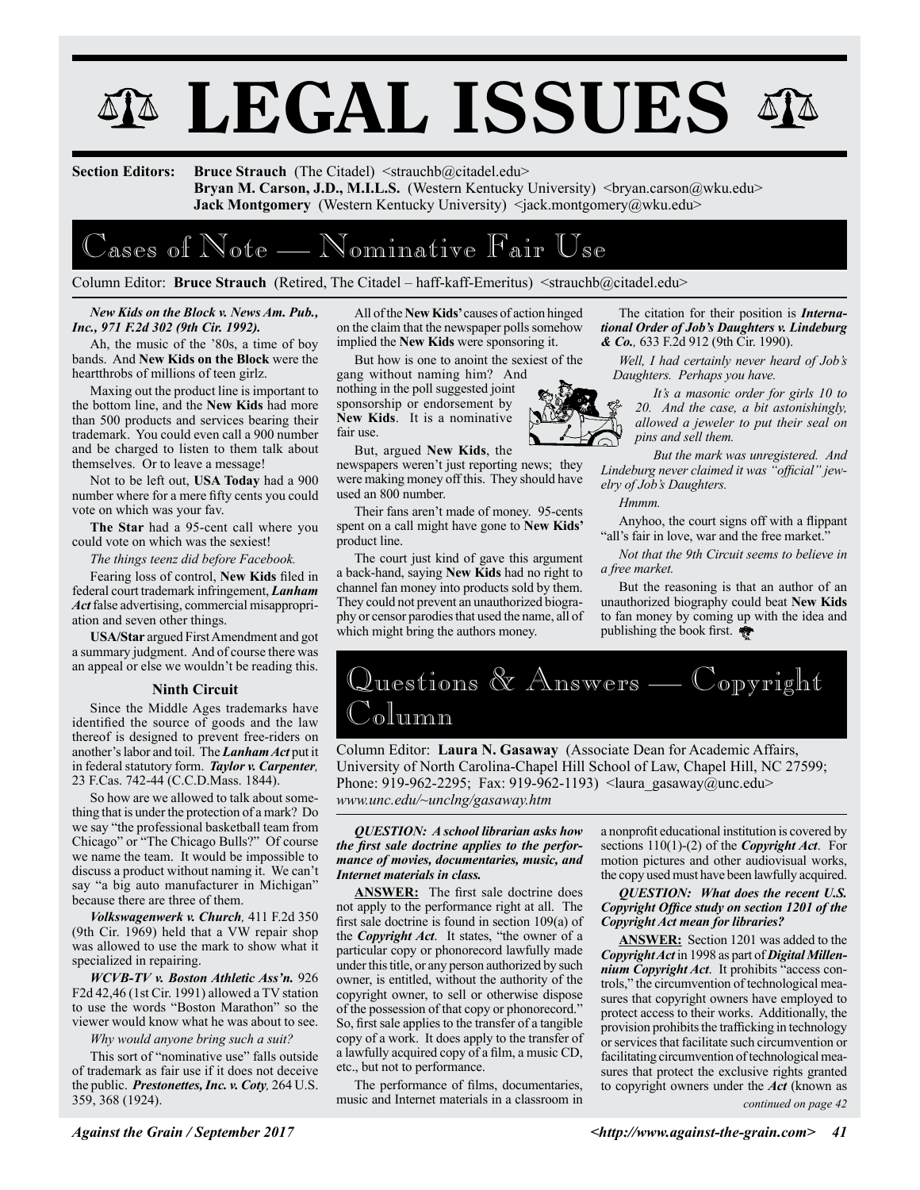# LEGAL ISSUES

**Section Editors:** **Bruce Strauch** (The Citadel) <strauchb@citadel.edu>
**Bryan M. Carson, J.D., M.I.L.S.** (Western Kentucky University) <bryan.carson@wku.edu>
**Jack Montgomery** (Western Kentucky University) <jack.montgomery@wku.edu>

## Cases of Note — Nominative Fair Use

Column Editor: **Bruce Strauch** (Retired, The Citadel – haff-kaff-Emeritus) <strauchb@citadel.edu>

***New Kids on the Block v. News Am. Pub., Inc., 971 F.2d 302 (9th Cir. 1992).***

Ah, the music of the '80s, a time of boy bands. And **New Kids on the Block** were the heartthrobs of millions of teen girlz.

Maxing out the product line is important to the bottom line, and the **New Kids** had more than 500 products and services bearing their trademark. You could even call a 900 number and be charged to listen to them talk about themselves. Or to leave a message!

Not to be left out, **USA Today** had a 900 number where for a mere fifty cents you could vote on which was your fav.

**The Star** had a 95-cent call where you could vote on which was the sexiest!

*The things teenz did before Facebook.*

Fearing loss of control, **New Kids** filed in federal court trademark infringement, ***Lanham Act*** false advertising, commercial misappropriation and seven other things.

**USA/Star** argued First Amendment and got a summary judgment. And of course there was an appeal or else we wouldn't be reading this.

### Ninth Circuit

Since the Middle Ages trademarks have identified the source of goods and the law thereof is designed to prevent free-riders on another's labor and toil. The ***Lanham Act*** put it in federal statutory form. ***Taylor v. Carpenter,*** 23 F.Cas. 742-44 (C.C.D.Mass. 1844).

So how are we allowed to talk about something that is under the protection of a mark? Do we say "the professional basketball team from Chicago" or "The Chicago Bulls?" Of course we name the team. It would be impossible to discuss a product without naming it. We can't say "a big auto manufacturer in Michigan" because there are three of them.

***Volkswagenwerk v. Church,*** 411 F.2d 350 (9th Cir. 1969) held that a VW repair shop was allowed to use the mark to show what it specialized in repairing.

***WCVB-TV v. Boston Athletic Ass'n.*** 926 F2d 42,46 (1st Cir. 1991) allowed a TV station to use the words "Boston Marathon" so the viewer would know what he was about to see.

*Why would anyone bring such a suit?*

This sort of "nominative use" falls outside of trademark as fair use if it does not deceive the public. ***Prestonettes, Inc. v. Coty,*** 264 U.S. 359, 368 (1924).

All of the **New Kids'** causes of action hinged on the claim that the newspaper polls somehow implied the **New Kids** were sponsoring it.

But how is one to anoint the sexiest of the gang without naming him? And nothing in the poll suggested joint sponsorship or endorsement by **New Kids**. It is a nominative fair use.

But, argued **New Kids**, the newspapers weren't just reporting news; they were making money off this. They should have used an 800 number.

Their fans aren't made of money. 95-cents spent on a call might have gone to **New Kids'** product line.

The court just kind of gave this argument a back-hand, saying **New Kids** had no right to channel fan money into products sold by them. They could not prevent an unauthorized biography or censor parodies that used the name, all of which might bring the authors money.

The citation for their position is ***International Order of Job's Daughters v. Lindeburg & Co.,*** 633 F.2d 912 (9th Cir. 1990).

*Well, I had certainly never heard of Job's Daughters. Perhaps you have.*

*It's a masonic order for girls 10 to 20. And the case, a bit astonishingly, allowed a jeweler to put their seal on pins and sell them.*

*But the mark was unregistered. And Lindeburg never claimed it was "official" jewelry of Job's Daughters.*

*Hmmm.*

Anyhoo, the court signs off with a flippant "all's fair in love, war and the free market."

*Not that the 9th Circuit seems to believe in a free market.*

But the reasoning is that an author of an unauthorized biography could beat **New Kids** to fan money by coming up with the idea and publishing the book first.

## Questions & Answers — Copyright Column

Column Editor: **Laura N. Gasaway** (Associate Dean for Academic Affairs, University of North Carolina-Chapel Hill School of Law, Chapel Hill, NC 27599; Phone: 919-962-2295; Fax: 919-962-1193) <laura_gasaway@unc.edu> *www.unc.edu/~unclng/gasaway.htm*

***QUESTION: A school librarian asks how the first sale doctrine applies to the performance of movies, documentaries, music, and Internet materials in class.***

**ANSWER:** The first sale doctrine does not apply to the performance right at all. The first sale doctrine is found in section 109(a) of the ***Copyright Act***. It states, "the owner of a particular copy or phonorecord lawfully made under this title, or any person authorized by such owner, is entitled, without the authority of the copyright owner, to sell or otherwise dispose of the possession of that copy or phonorecord." So, first sale applies to the transfer of a tangible copy of a work. It does apply to the transfer of a lawfully acquired copy of a film, a music CD, etc., but not to performance.

The performance of films, documentaries, music and Internet materials in a classroom in a nonprofit educational institution is covered by sections 110(1)-(2) of the ***Copyright Act***. For motion pictures and other audiovisual works, the copy used must have been lawfully acquired.

***QUESTION: What does the recent U.S. Copyright Office study on section 1201 of the Copyright Act mean for libraries?***

**ANSWER:** Section 1201 was added to the ***Copyright Act*** in 1998 as part of ***Digital Millennium Copyright Act***. It prohibits "access controls," the circumvention of technological measures that copyright owners have employed to protect access to their works. Additionally, the provision prohibits the trafficking in technology or services that facilitate such circumvention or facilitating circumvention of technological measures that protect the exclusive rights granted to copyright owners under the ***Act*** (known as

*continued on page 42*